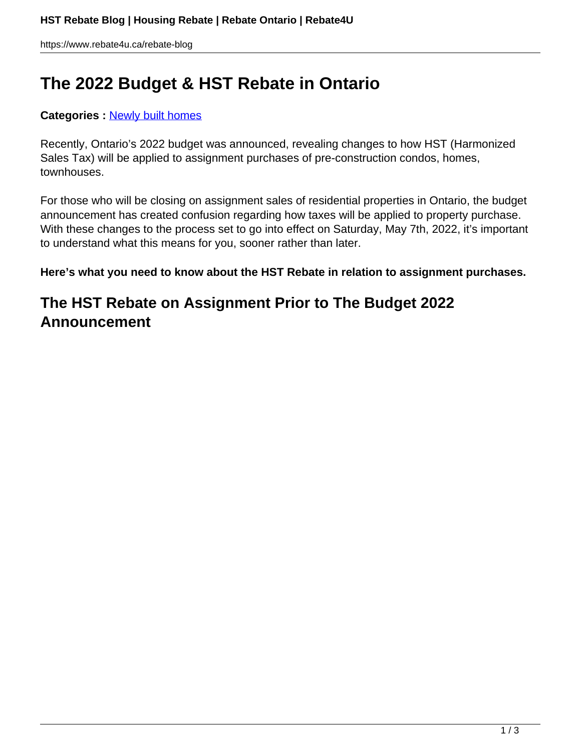# The 2022 Budget & HST Rebate in Ontario

**Categories :** [Newly built homes]

Recently, Ontario's 2022 budget was announced, revealing changes to how HST (Harmonized Sales Tax) will be applied to assignment purchases of pre-construction condos, homes, townhouses.

For those who will be closing on assignment sales of residential properties in Ontario, the budget announcement has created confusion regarding how taxes will be applied to property purchase. With these changes to the process set to go into effect on Saturday, May 7th, 2022, it's important to understand what this means for you, sooner rather than later.

**Here's what you need to know about the HST Rebate in relation to assignment purchases.**

## The HST Rebate on Assignment Prior to The Budget 2022 Announcement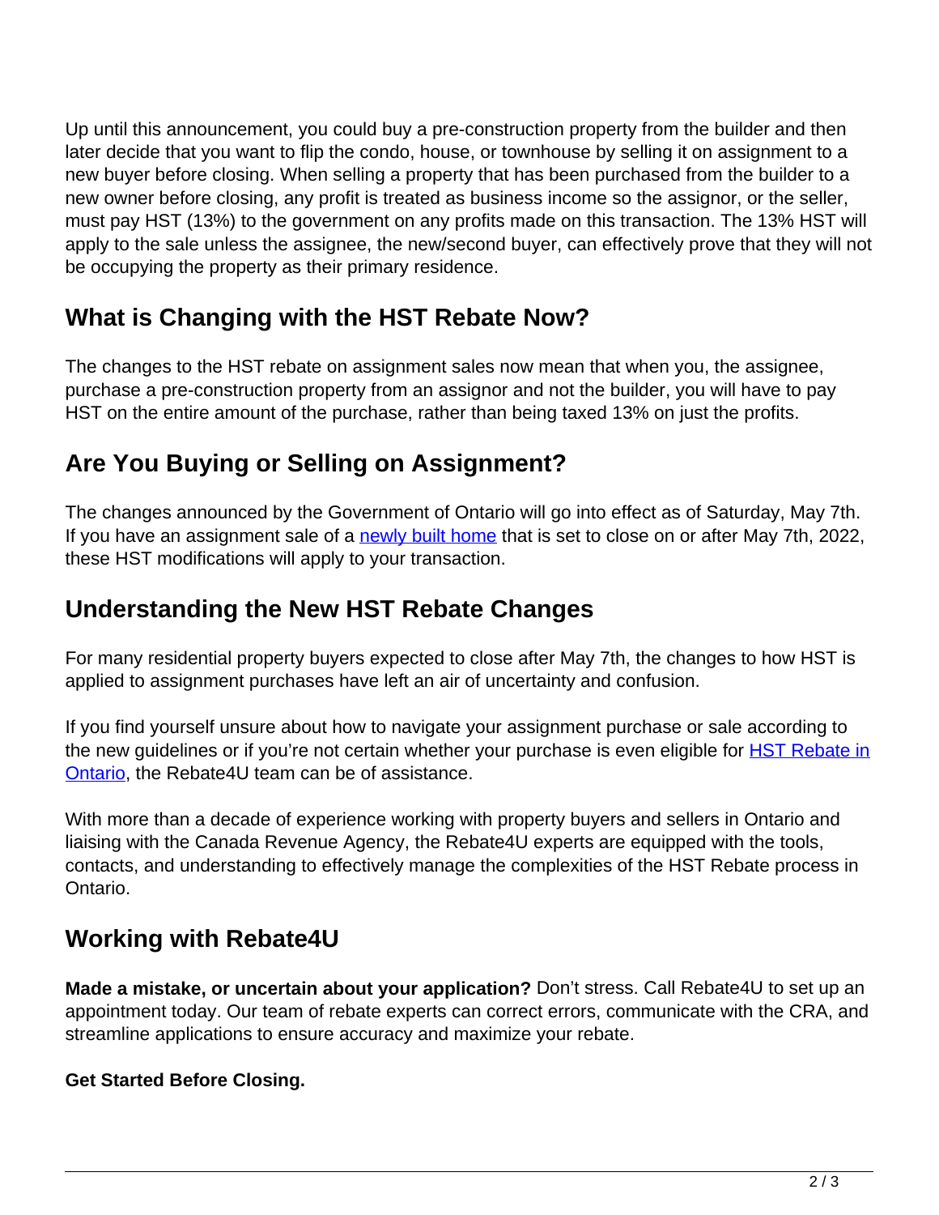Up until this announcement, you could buy a pre-construction property from the builder and then later decide that you want to flip the condo, house, or townhouse by selling it on assignment to a new buyer before closing. When selling a property that has been purchased from the builder to a new owner before closing, any profit is treated as business income so the assignor, or the seller, must pay HST (13%) to the government on any profits made on this transaction. The 13% HST will apply to the sale unless the assignee, the new/second buyer, can effectively prove that they will not be occupying the property as their primary residence.

## What is Changing with the HST Rebate Now?

The changes to the HST rebate on assignment sales now mean that when you, the assignee, purchase a pre-construction property from an assignor and not the builder, you will have to pay HST on the entire amount of the purchase, rather than being taxed 13% on just the profits.

## Are You Buying or Selling on Assignment?

The changes announced by the Government of Ontario will go into effect as of Saturday, May 7th. If you have an assignment sale of a newly built home that is set to close on or after May 7th, 2022, these HST modifications will apply to your transaction.

## Understanding the New HST Rebate Changes

For many residential property buyers expected to close after May 7th, the changes to how HST is applied to assignment purchases have left an air of uncertainty and confusion.

If you find yourself unsure about how to navigate your assignment purchase or sale according to the new guidelines or if you're not certain whether your purchase is even eligible for HST Rebate in Ontario, the Rebate4U team can be of assistance.

With more than a decade of experience working with property buyers and sellers in Ontario and liaising with the Canada Revenue Agency, the Rebate4U experts are equipped with the tools, contacts, and understanding to effectively manage the complexities of the HST Rebate process in Ontario.

## Working with Rebate4U

**Made a mistake, or uncertain about your application?** Don't stress. Call Rebate4U to set up an appointment today. Our team of rebate experts can correct errors, communicate with the CRA, and streamline applications to ensure accuracy and maximize your rebate.

**Get Started Before Closing.**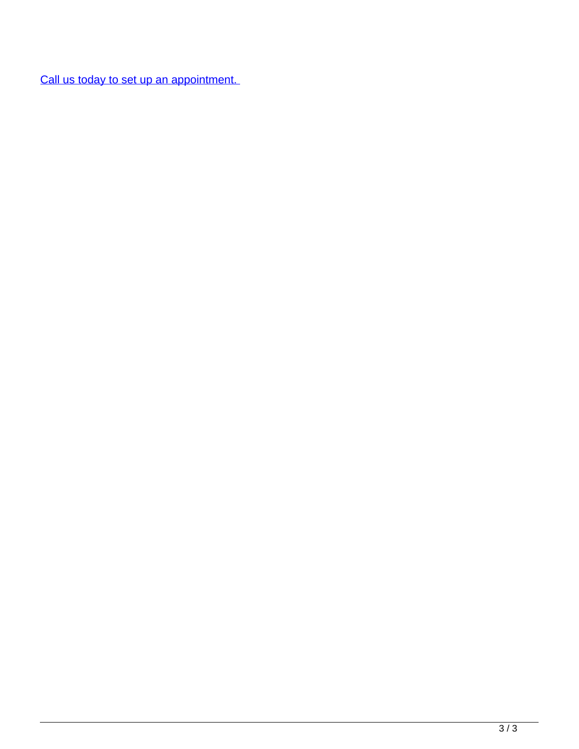[Call us today to set up an appointment.]